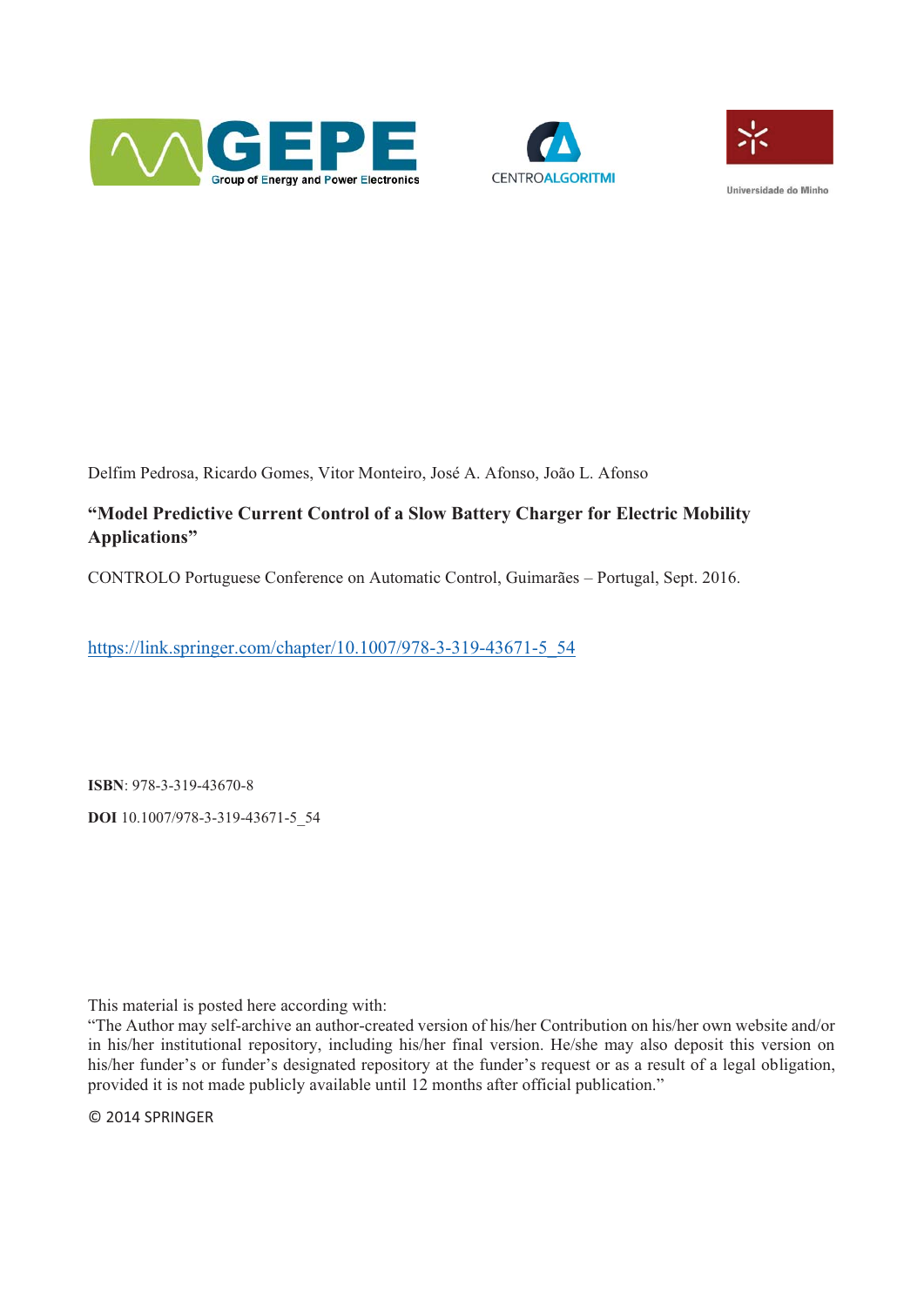Delfim Pedrosa, Ricardo Gomes, Vitor Monteiro, José A. Afonso, João L. Afonso

**“Model Predictive Current Control of a Slow Battery Charger for Electric Mobility Applications”**

CONTROLO Portuguese Conference on Automatic Control, Guimarães – Portugal, Sept. 2016.

https://link.springer.com/chapter/10.1007/978-3-319-43671-5_54

**ISBN**: 978-3-319-43670-8

**DOI** 10.1007/978-3-319-43671-5_54

This material is posted here according with:
“The Author may self-archive an author-created version of his/her Contribution on his/her own website and/or in his/her institutional repository, including his/her final version. He/she may also deposit this version on his/her funder’s or funder’s designated repository at the funder’s request or as a result of a legal obligation, provided it is not made publicly available until 12 months after official publication.”

© 2014 SPRINGER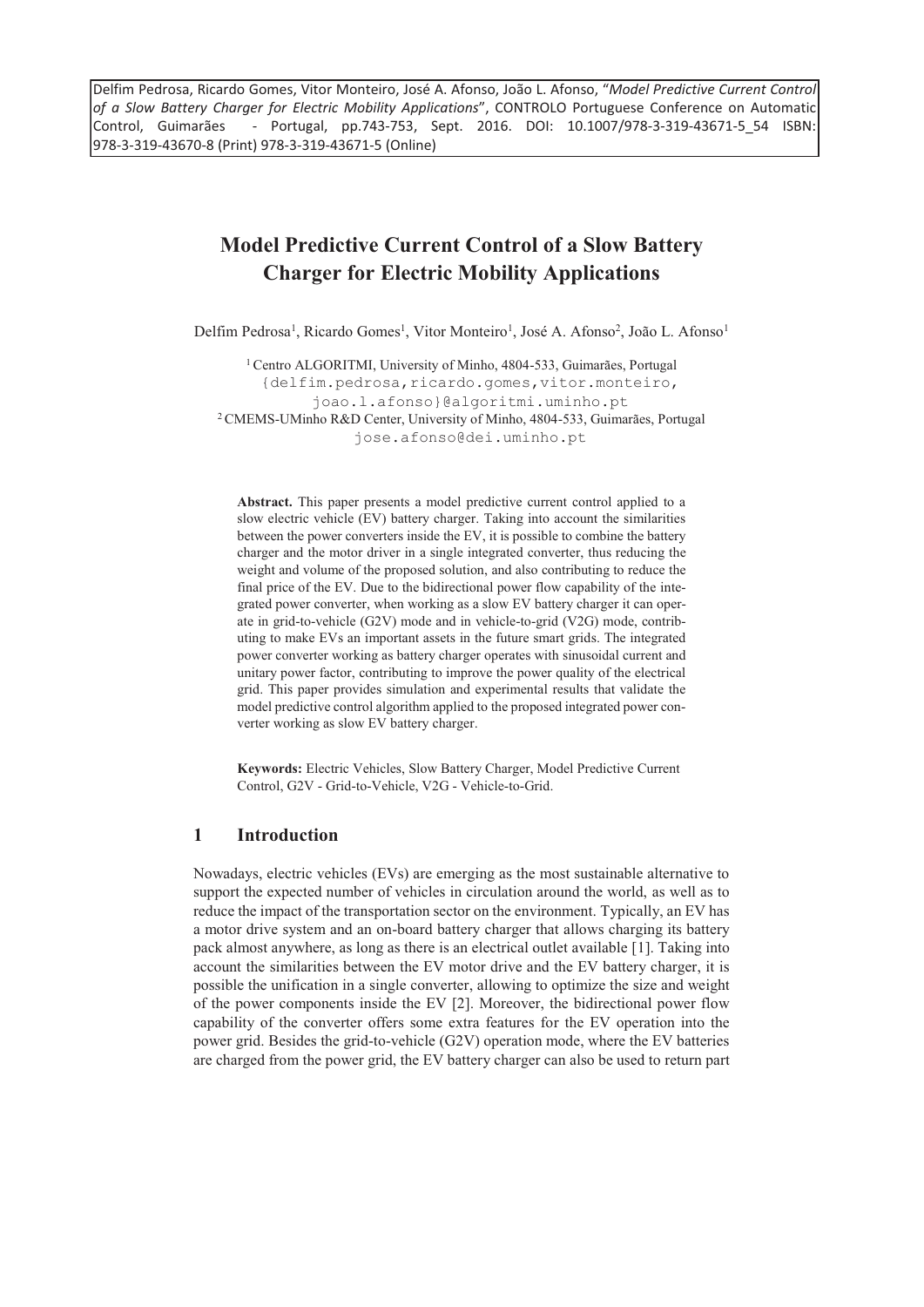Delfim Pedrosa, Ricardo Gomes, Vitor Monteiro, José A. Afonso, João L. Afonso, "*Model Predictive Current Control of a Slow Battery Charger for Electric Mobility Applications*", CONTROLO Portuguese Conference on Automatic Control, Guimarães - Portugal, pp.743-753, Sept. 2016. DOI: 10.1007/978-3-319-43671-5_54 ISBN: 978-3-319-43670-8 (Print) 978-3-319-43671-5 (Online)

# Model Predictive Current Control of a Slow Battery Charger for Electric Mobility Applications

Delfim Pedrosa[1], Ricardo Gomes[1], Vitor Monteiro[1], José A. Afonso[2], João L. Afonso[1]

[1] Centro ALGORITMI, University of Minho, 4804-533, Guimarães, Portugal
{delfim.pedrosa,ricardo.gomes,vitor.monteiro, joao.l.afonso}@algoritmi.uminho.pt
[2] CMEMS-UMinho R&D Center, University of Minho, 4804-533, Guimarães, Portugal
jose.afonso@dei.uminho.pt

**Abstract.** This paper presents a model predictive current control applied to a slow electric vehicle (EV) battery charger. Taking into account the similarities between the power converters inside the EV, it is possible to combine the battery charger and the motor driver in a single integrated converter, thus reducing the weight and volume of the proposed solution, and also contributing to reduce the final price of the EV. Due to the bidirectional power flow capability of the integrated power converter, when working as a slow EV battery charger it can operate in grid-to-vehicle (G2V) mode and in vehicle-to-grid (V2G) mode, contributing to make EVs an important assets in the future smart grids. The integrated power converter working as battery charger operates with sinusoidal current and unitary power factor, contributing to improve the power quality of the electrical grid. This paper provides simulation and experimental results that validate the model predictive control algorithm applied to the proposed integrated power converter working as slow EV battery charger.

**Keywords:** Electric Vehicles, Slow Battery Charger, Model Predictive Current Control, G2V - Grid-to-Vehicle, V2G - Vehicle-to-Grid.

## 1 Introduction

Nowadays, electric vehicles (EVs) are emerging as the most sustainable alternative to support the expected number of vehicles in circulation around the world, as well as to reduce the impact of the transportation sector on the environment. Typically, an EV has a motor drive system and an on-board battery charger that allows charging its battery pack almost anywhere, as long as there is an electrical outlet available [1]. Taking into account the similarities between the EV motor drive and the EV battery charger, it is possible the unification in a single converter, allowing to optimize the size and weight of the power components inside the EV [2]. Moreover, the bidirectional power flow capability of the converter offers some extra features for the EV operation into the power grid. Besides the grid-to-vehicle (G2V) operation mode, where the EV batteries are charged from the power grid, the EV battery charger can also be used to return part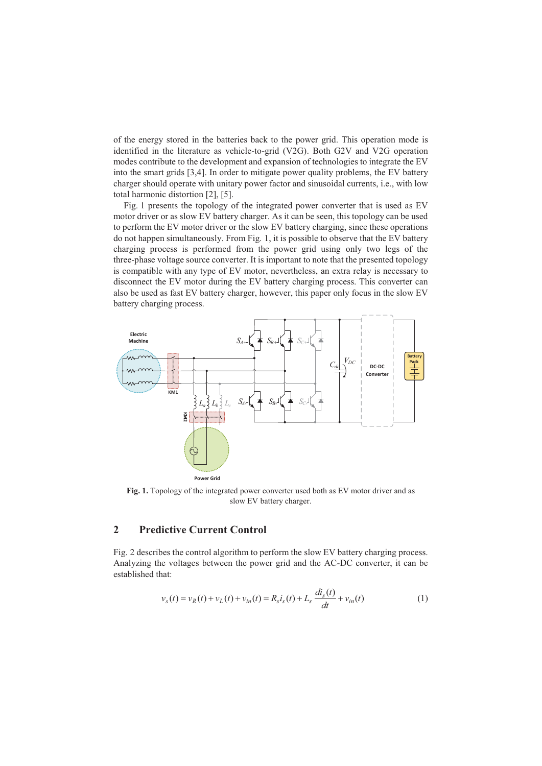of the energy stored in the batteries back to the power grid. This operation mode is identified in the literature as vehicle-to-grid (V2G). Both G2V and V2G operation modes contribute to the development and expansion of technologies to integrate the EV into the smart grids [3,4]. In order to mitigate power quality problems, the EV battery charger should operate with unitary power factor and sinusoidal currents, i.e., with low total harmonic distortion [2], [5].

Fig. 1 presents the topology of the integrated power converter that is used as EV motor driver or as slow EV battery charger. As it can be seen, this topology can be used to perform the EV motor driver or the slow EV battery charging, since these operations do not happen simultaneously. From Fig. 1, it is possible to observe that the EV battery charging process is performed from the power grid using only two legs of the three-phase voltage source converter. It is important to note that the presented topology is compatible with any type of EV motor, nevertheless, an extra relay is necessary to disconnect the EV motor during the EV battery charging process. This converter can also be used as fast EV battery charger, however, this paper only focus in the slow EV battery charging process.

**Fig. 1.** Topology of the integrated power converter used both as EV motor driver and as slow EV battery charger.

## 2 Predictive Current Control

Fig. 2 describes the control algorithm to perform the slow EV battery charging process. Analyzing the voltages between the power grid and the AC-DC converter, it can be established that:

$$v_s(t) = v_R(t) + v_L(t) + v_{in}(t) = R_s i_s(t) + L_s \frac{di_s(t)}{dt} + v_{in}(t) \tag{1}$$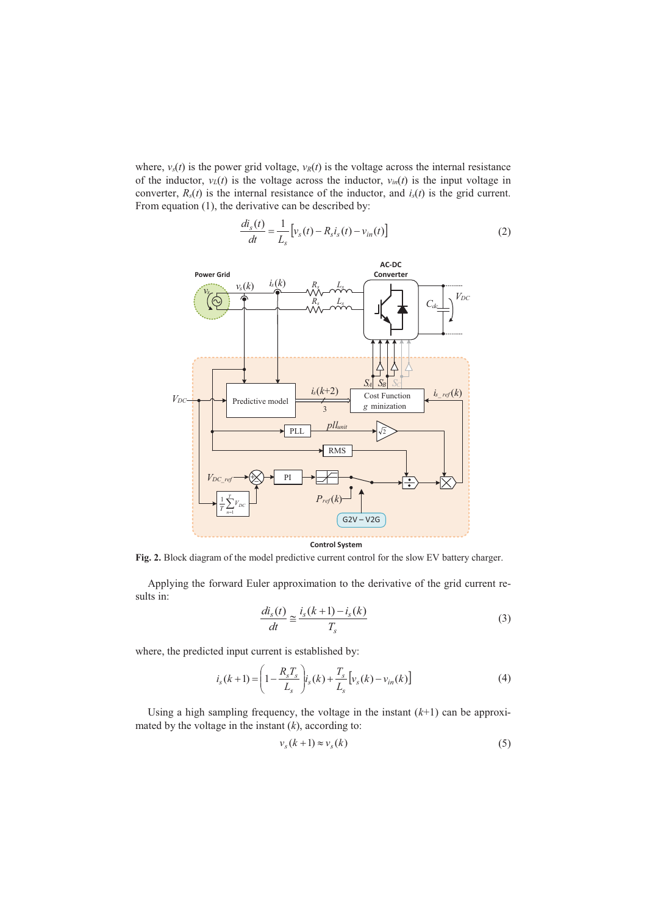where, $v_s(t)$ is the power grid voltage, $v_R(t)$ is the voltage across the internal resistance of the inductor, $v_L(t)$ is the voltage across the inductor, $v_{in}(t)$ is the input voltage in converter, $R_s(t)$ is the internal resistance of the inductor, and $i_s(t)$ is the grid current. From equation (1), the derivative can be described by:

$$\frac{di_s(t)}{dt} = \frac{1}{L_s}\left[v_s(t) - R_s i_s(t) - v_{in}(t)\right] \tag{2}$$

**Fig. 2.** Block diagram of the model predictive current control for the slow EV battery charger.

Applying the forward Euler approximation to the derivative of the grid current results in:

$$\frac{di_s(t)}{dt} \cong \frac{i_s(k+1) - i_s(k)}{T_s} \tag{3}$$

where, the predicted input current is established by:

$$i_s(k+1) = \left(1 - \frac{R_s T_s}{L_s}\right) i_s(k) + \frac{T_s}{L_s}\left[v_s(k) - v_{in}(k)\right] \tag{4}$$

Using a high sampling frequency, the voltage in the instant ($k$+1) can be approximated by the voltage in the instant ($k$), according to:

$$v_s(k+1) \approx v_s(k) \tag{5}$$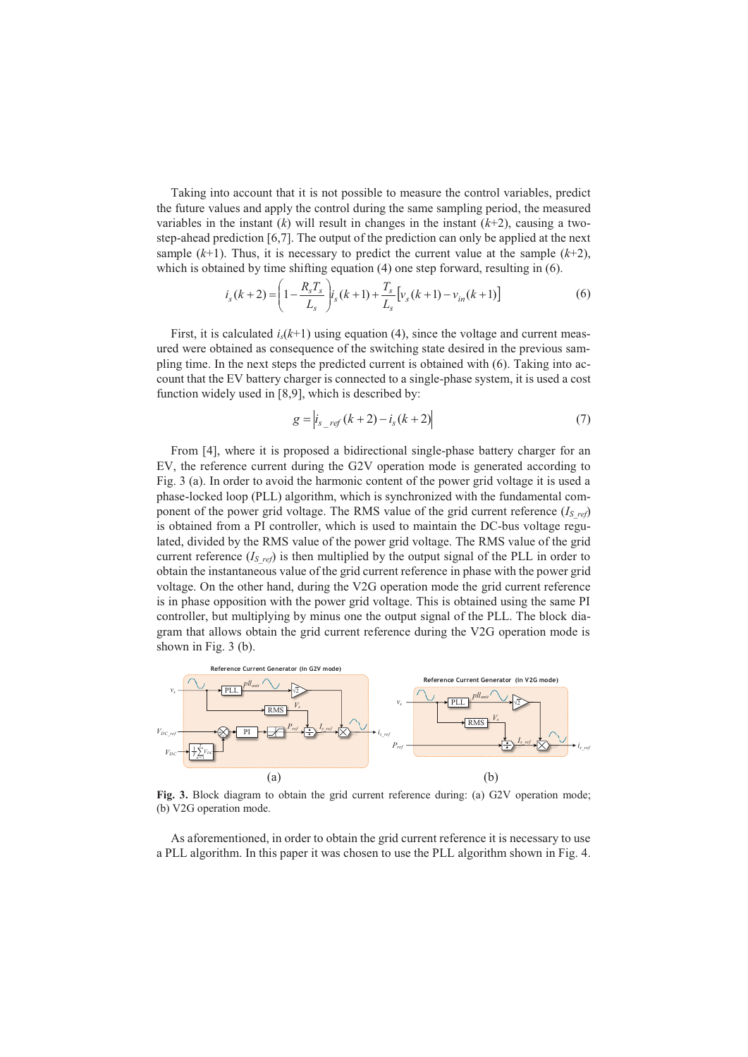Taking into account that it is not possible to measure the control variables, predict the future values and apply the control during the same sampling period, the measured variables in the instant ($k$) will result in changes in the instant ($k$+2), causing a two-step-ahead prediction [6,7]. The output of the prediction can only be applied at the next sample ($k$+1). Thus, it is necessary to predict the current value at the sample ($k$+2), which is obtained by time shifting equation (4) one step forward, resulting in (6).

$$i_s(k+2) = \left(1 - \frac{R_s T_s}{L_s}\right) i_s(k+1) + \frac{T_s}{L_s}\left[v_s(k+1) - v_{in}(k+1)\right] \tag{6}$$

First, it is calculated $i_s(k+1)$ using equation (4), since the voltage and current measured were obtained as consequence of the switching state desired in the previous sampling time. In the next steps the predicted current is obtained with (6). Taking into account that the EV battery charger is connected to a single-phase system, it is used a cost function widely used in [8,9], which is described by:

$$g = \left| i_{s\_ref}(k+2) - i_s(k+2) \right| \tag{7}$$

From [4], where it is proposed a bidirectional single-phase battery charger for an EV, the reference current during the G2V operation mode is generated according to Fig. 3 (a). In order to avoid the harmonic content of the power grid voltage it is used a phase-locked loop (PLL) algorithm, which is synchronized with the fundamental component of the power grid voltage. The RMS value of the grid current reference ($I_{S\_ref}$) is obtained from a PI controller, which is used to maintain the DC-bus voltage regulated, divided by the RMS value of the power grid voltage. The RMS value of the grid current reference ($I_{S\_ref}$) is then multiplied by the output signal of the PLL in order to obtain the instantaneous value of the grid current reference in phase with the power grid voltage. On the other hand, during the V2G operation mode the grid current reference is in phase opposition with the power grid voltage. This is obtained using the same PI controller, but multiplying by minus one the output signal of the PLL. The block diagram that allows obtain the grid current reference during the V2G operation mode is shown in Fig. 3 (b).

**Fig. 3.** Block diagram to obtain the grid current reference during: (a) G2V operation mode; (b) V2G operation mode.

As aforementioned, in order to obtain the grid current reference it is necessary to use a PLL algorithm. In this paper it was chosen to use the PLL algorithm shown in Fig. 4.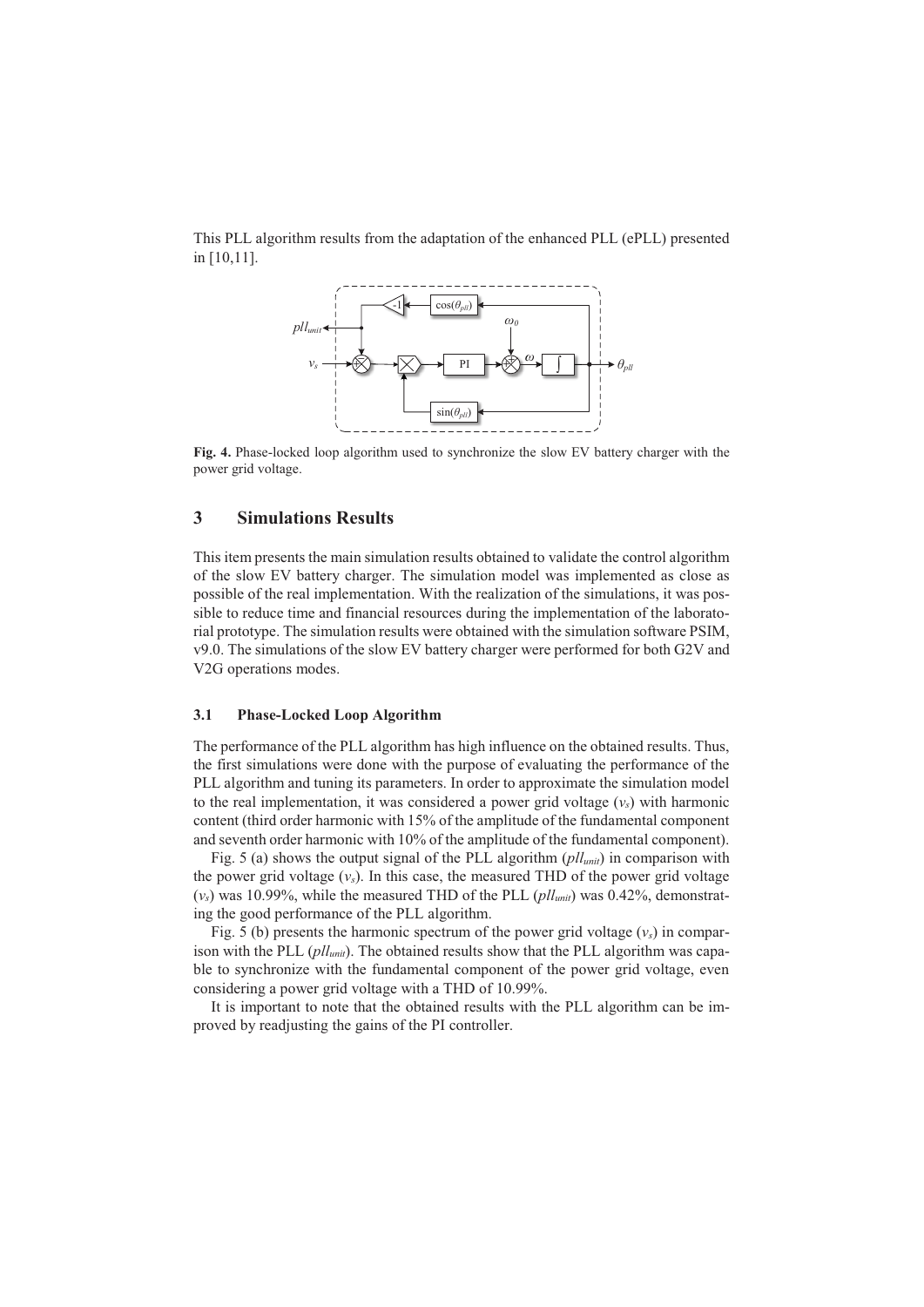This PLL algorithm results from the adaptation of the enhanced PLL (ePLL) presented in [10,11].

**Fig. 4.** Phase-locked loop algorithm used to synchronize the slow EV battery charger with the power grid voltage.

## 3 Simulations Results

This item presents the main simulation results obtained to validate the control algorithm of the slow EV battery charger. The simulation model was implemented as close as possible of the real implementation. With the realization of the simulations, it was possible to reduce time and financial resources during the implementation of the laboratorial prototype. The simulation results were obtained with the simulation software PSIM, v9.0. The simulations of the slow EV battery charger were performed for both G2V and V2G operations modes.

### 3.1 Phase-Locked Loop Algorithm

The performance of the PLL algorithm has high influence on the obtained results. Thus, the first simulations were done with the purpose of evaluating the performance of the PLL algorithm and tuning its parameters. In order to approximate the simulation model to the real implementation, it was considered a power grid voltage ($v_s$) with harmonic content (third order harmonic with 15% of the amplitude of the fundamental component and seventh order harmonic with 10% of the amplitude of the fundamental component).

Fig. 5 (a) shows the output signal of the PLL algorithm ($pll_{unit}$) in comparison with the power grid voltage ($v_s$). In this case, the measured THD of the power grid voltage ($v_s$) was 10.99%, while the measured THD of the PLL ($pll_{unit}$) was 0.42%, demonstrating the good performance of the PLL algorithm.

Fig. 5 (b) presents the harmonic spectrum of the power grid voltage ($v_s$) in comparison with the PLL ($pll_{unit}$). The obtained results show that the PLL algorithm was capable to synchronize with the fundamental component of the power grid voltage, even considering a power grid voltage with a THD of 10.99%.

It is important to note that the obtained results with the PLL algorithm can be improved by readjusting the gains of the PI controller.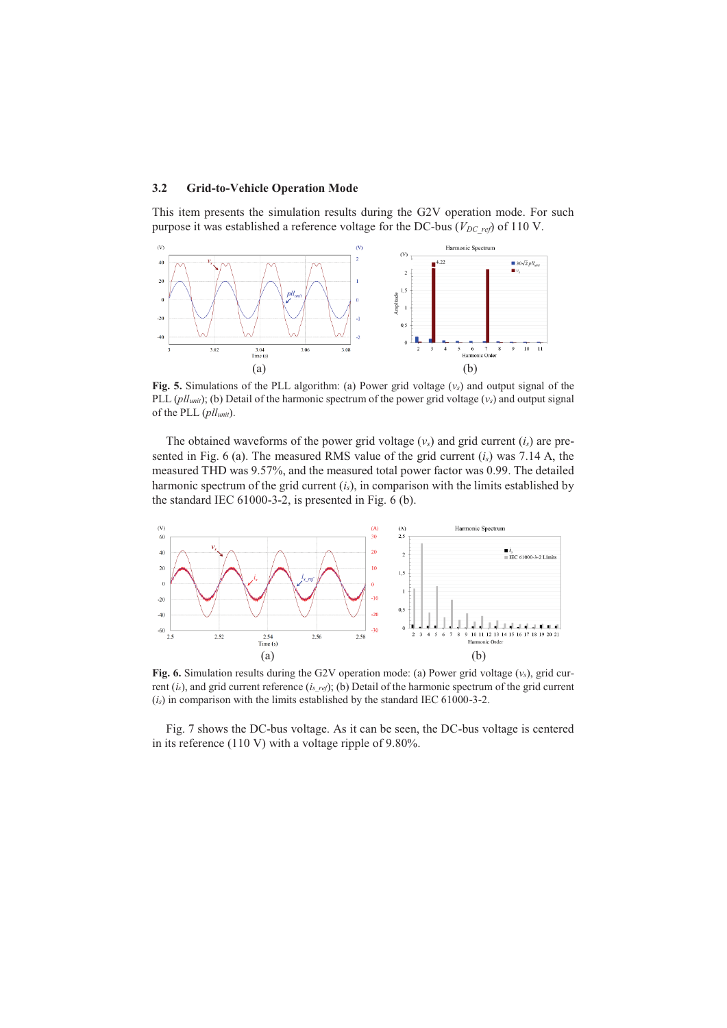### 3.2 Grid-to-Vehicle Operation Mode

This item presents the simulation results during the G2V operation mode. For such purpose it was established a reference voltage for the DC-bus ($V_{DC\_ref}$) of 110 V.

Fig. 5. Simulations of the PLL algorithm: (a) Power grid voltage ($v_s$) and output signal of the PLL ($pll_{unit}$); (b) Detail of the harmonic spectrum of the power grid voltage ($v_s$) and output signal of the PLL ($pll_{unit}$).

The obtained waveforms of the power grid voltage ($v_s$) and grid current ($i_s$) are presented in Fig. 6 (a). The measured RMS value of the grid current ($i_s$) was 7.14 A, the measured THD was 9.57%, and the measured total power factor was 0.99. The detailed harmonic spectrum of the grid current ($i_s$), in comparison with the limits established by the standard IEC 61000-3-2, is presented in Fig. 6 (b).

Fig. 6. Simulation results during the G2V operation mode: (a) Power grid voltage ($v_s$), grid current ($i_s$), and grid current reference ($i_{s\_ref}$); (b) Detail of the harmonic spectrum of the grid current ($i_s$) in comparison with the limits established by the standard IEC 61000-3-2.

Fig. 7 shows the DC-bus voltage. As it can be seen, the DC-bus voltage is centered in its reference (110 V) with a voltage ripple of 9.80%.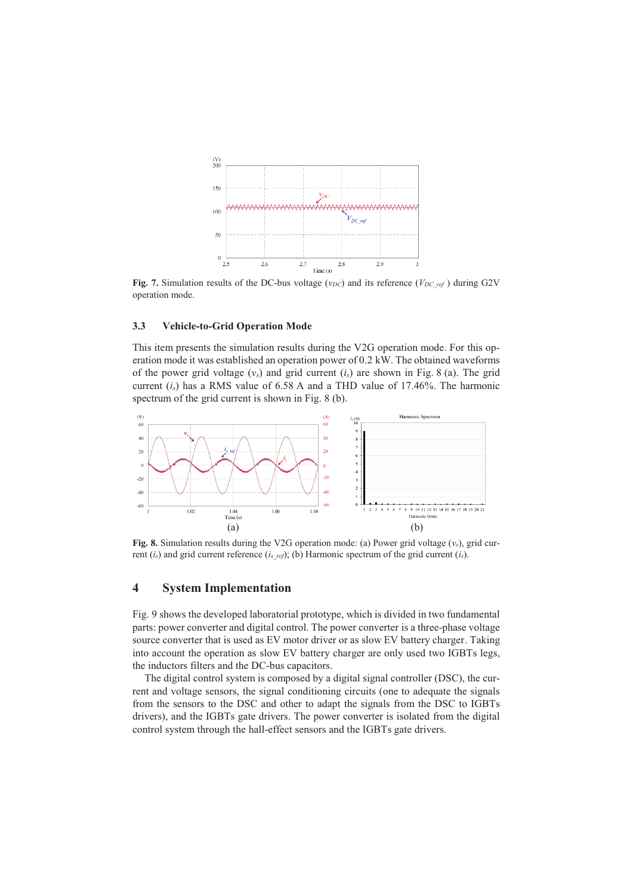Fig. 7. Simulation results of the DC-bus voltage ($v_{DC}$) and its reference ($V_{DC\_ref}$) during G2V operation mode.

### 3.3 Vehicle-to-Grid Operation Mode

This item presents the simulation results during the V2G operation mode. For this operation mode it was established an operation power of 0.2 kW. The obtained waveforms of the power grid voltage ($v_s$) and grid current ($i_s$) are shown in Fig. 8 (a). The grid current ($i_s$) has a RMS value of 6.58 A and a THD value of 17.46%. The harmonic spectrum of the grid current is shown in Fig. 8 (b).

Fig. 8. Simulation results during the V2G operation mode: (a) Power grid voltage ($v_s$), grid current ($i_s$) and grid current reference ($i_{s\_ref}$); (b) Harmonic spectrum of the grid current ($i_s$).

## 4 System Implementation

Fig. 9 shows the developed laboratorial prototype, which is divided in two fundamental parts: power converter and digital control. The power converter is a three-phase voltage source converter that is used as EV motor driver or as slow EV battery charger. Taking into account the operation as slow EV battery charger are only used two IGBTs legs, the inductors filters and the DC-bus capacitors.

The digital control system is composed by a digital signal controller (DSC), the current and voltage sensors, the signal conditioning circuits (one to adequate the signals from the sensors to the DSC and other to adapt the signals from the DSC to IGBTs drivers), and the IGBTs gate drivers. The power converter is isolated from the digital control system through the hall-effect sensors and the IGBTs gate drivers.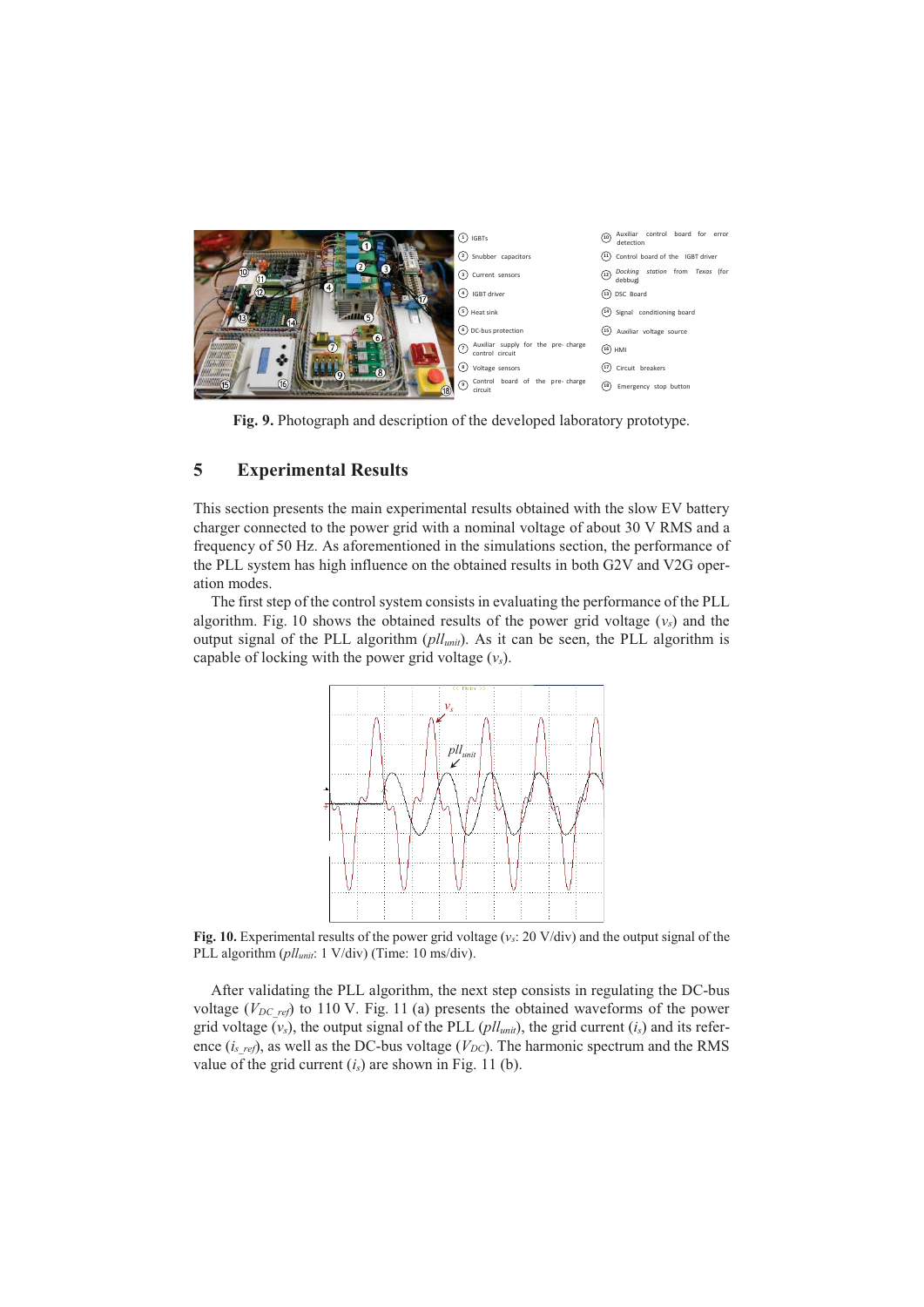| | | | |
|---|---|---|---|
| 1 | IGBTs | 10 | Auxiliar control board for error detection |
| 2 | Snubber capacitors | 11 | Control board of the IGBT driver |
| 3 | Current sensors | 12 | *Docking station* from *Texas* (for debbug) |
| 4 | IGBT driver | 13 | DSC Board |
| 5 | Heat sink | 14 | Signal conditioning board |
| 6 | DC-bus protection | 15 | Auxiliar voltage source |
| 7 | Auxiliar supply for the pre- charge control circuit | 16 | HMI |
| 8 | Voltage sensors | 17 | Circuit breakers |
| 9 | Control board of the pre- charge circuit | 18 | Emergency stop button |

**Fig. 9.** Photograph and description of the developed laboratory prototype.

## 5 Experimental Results

This section presents the main experimental results obtained with the slow EV battery charger connected to the power grid with a nominal voltage of about 30 V RMS and a frequency of 50 Hz. As aforementioned in the simulations section, the performance of the PLL system has high influence on the obtained results in both G2V and V2G operation modes.

The first step of the control system consists in evaluating the performance of the PLL algorithm. Fig. 10 shows the obtained results of the power grid voltage ($v_s$) and the output signal of the PLL algorithm ($pll_{unit}$). As it can be seen, the PLL algorithm is capable of locking with the power grid voltage ($v_s$).

**Fig. 10.** Experimental results of the power grid voltage ($v_s$: 20 V/div) and the output signal of the PLL algorithm ($pll_{unit}$: 1 V/div) (Time: 10 ms/div).

After validating the PLL algorithm, the next step consists in regulating the DC-bus voltage ($V_{DC\_ref}$) to 110 V. Fig. 11 (a) presents the obtained waveforms of the power grid voltage ($v_s$), the output signal of the PLL ($pll_{unit}$), the grid current ($i_s$) and its reference ($i_{s\_ref}$), as well as the DC-bus voltage ($V_{DC}$). The harmonic spectrum and the RMS value of the grid current ($i_s$) are shown in Fig. 11 (b).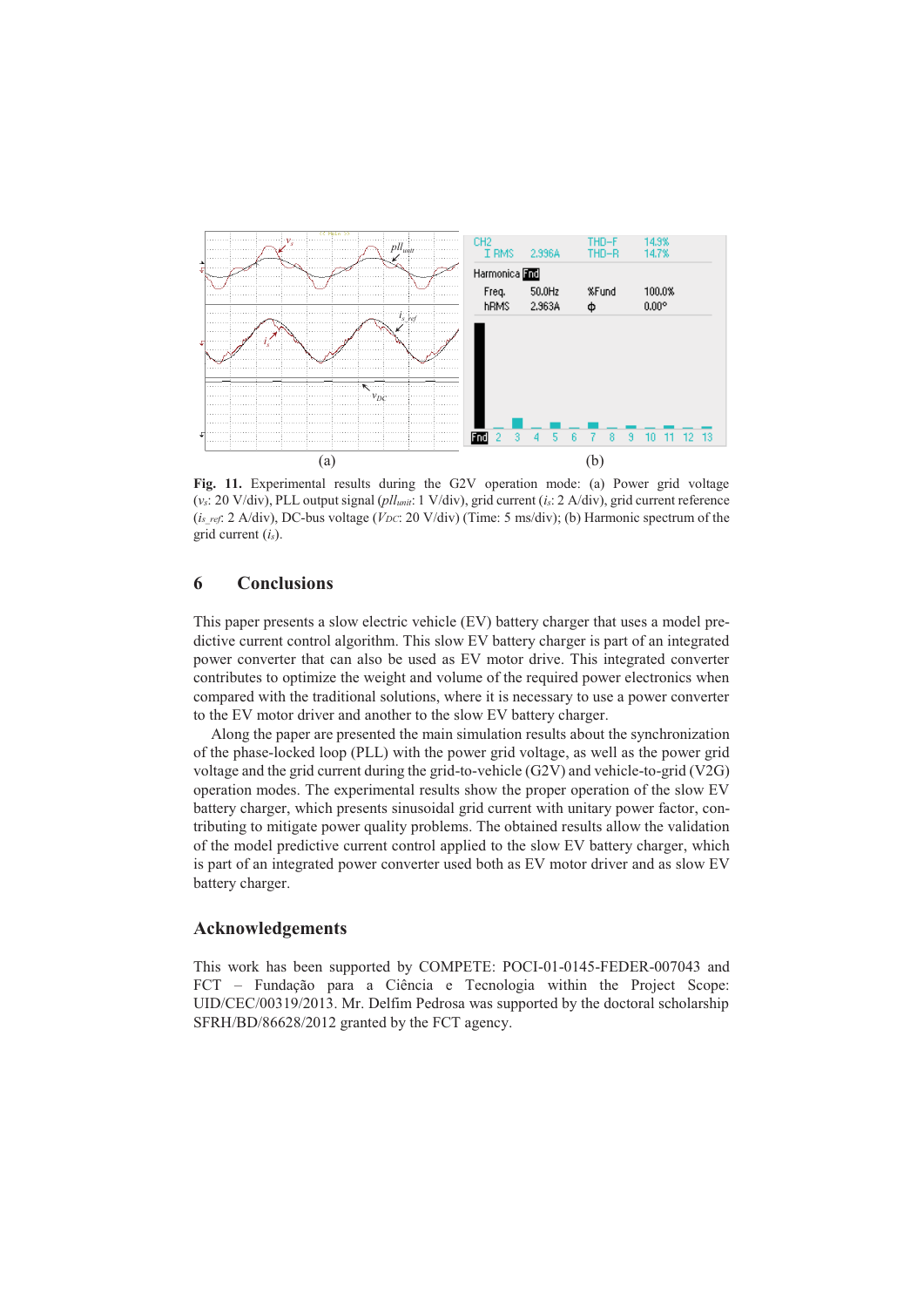**Fig. 11.** Experimental results during the G2V operation mode: (a) Power grid voltage ($v_s$: 20 V/div), PLL output signal ($pll_{unit}$: 1 V/div), grid current ($i_s$: 2 A/div), grid current reference ($i_{s\_ref}$: 2 A/div), DC-bus voltage ($V_{DC}$: 20 V/div) (Time: 5 ms/div); (b) Harmonic spectrum of the grid current ($i_s$).

## 6 Conclusions

This paper presents a slow electric vehicle (EV) battery charger that uses a model predictive current control algorithm. This slow EV battery charger is part of an integrated power converter that can also be used as EV motor drive. This integrated converter contributes to optimize the weight and volume of the required power electronics when compared with the traditional solutions, where it is necessary to use a power converter to the EV motor driver and another to the slow EV battery charger.

Along the paper are presented the main simulation results about the synchronization of the phase-locked loop (PLL) with the power grid voltage, as well as the power grid voltage and the grid current during the grid-to-vehicle (G2V) and vehicle-to-grid (V2G) operation modes. The experimental results show the proper operation of the slow EV battery charger, which presents sinusoidal grid current with unitary power factor, contributing to mitigate power quality problems. The obtained results allow the validation of the model predictive current control applied to the slow EV battery charger, which is part of an integrated power converter used both as EV motor driver and as slow EV battery charger.

## Acknowledgements

This work has been supported by COMPETE: POCI-01-0145-FEDER-007043 and FCT – Fundação para a Ciência e Tecnologia within the Project Scope: UID/CEC/00319/2013. Mr. Delfim Pedrosa was supported by the doctoral scholarship SFRH/BD/86628/2012 granted by the FCT agency.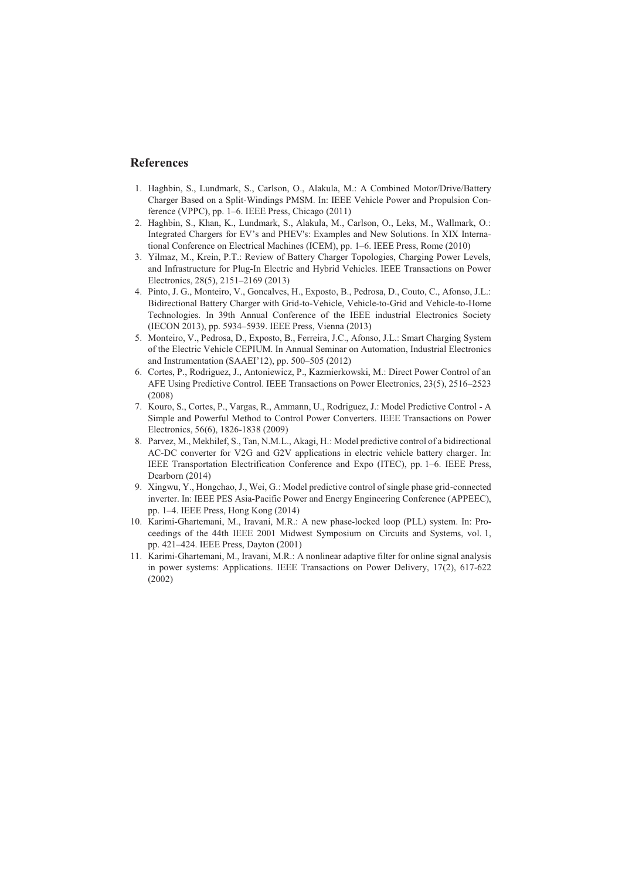## References

1. Haghbin, S., Lundmark, S., Carlson, O., Alakula, M.: A Combined Motor/Drive/Battery Charger Based on a Split-Windings PMSM. In: IEEE Vehicle Power and Propulsion Conference (VPPC), pp. 1–6. IEEE Press, Chicago (2011)
2. Haghbin, S., Khan, K., Lundmark, S., Alakula, M., Carlson, O., Leks, M., Wallmark, O.: Integrated Chargers for EV's and PHEV's: Examples and New Solutions. In XIX International Conference on Electrical Machines (ICEM), pp. 1–6. IEEE Press, Rome (2010)
3. Yilmaz, M., Krein, P.T.: Review of Battery Charger Topologies, Charging Power Levels, and Infrastructure for Plug-In Electric and Hybrid Vehicles. IEEE Transactions on Power Electronics, 28(5), 2151–2169 (2013)
4. Pinto, J. G., Monteiro, V., Goncalves, H., Exposto, B., Pedrosa, D., Couto, C., Afonso, J.L.: Bidirectional Battery Charger with Grid-to-Vehicle, Vehicle-to-Grid and Vehicle-to-Home Technologies. In 39th Annual Conference of the IEEE industrial Electronics Society (IECON 2013), pp. 5934–5939. IEEE Press, Vienna (2013)
5. Monteiro, V., Pedrosa, D., Exposto, B., Ferreira, J.C., Afonso, J.L.: Smart Charging System of the Electric Vehicle CEPIUM. In Annual Seminar on Automation, Industrial Electronics and Instrumentation (SAAEI'12), pp. 500–505 (2012)
6. Cortes, P., Rodriguez, J., Antoniewicz, P., Kazmierkowski, M.: Direct Power Control of an AFE Using Predictive Control. IEEE Transactions on Power Electronics, 23(5), 2516–2523 (2008)
7. Kouro, S., Cortes, P., Vargas, R., Ammann, U., Rodriguez, J.: Model Predictive Control - A Simple and Powerful Method to Control Power Converters. IEEE Transactions on Power Electronics, 56(6), 1826-1838 (2009)
8. Parvez, M., Mekhilef, S., Tan, N.M.L., Akagi, H.: Model predictive control of a bidirectional AC-DC converter for V2G and G2V applications in electric vehicle battery charger. In: IEEE Transportation Electrification Conference and Expo (ITEC), pp. 1–6. IEEE Press, Dearborn (2014)
9. Xingwu, Y., Hongchao, J., Wei, G.: Model predictive control of single phase grid-connected inverter. In: IEEE PES Asia-Pacific Power and Energy Engineering Conference (APPEEC), pp. 1–4. IEEE Press, Hong Kong (2014)
10. Karimi-Ghartemani, M., Iravani, M.R.: A new phase-locked loop (PLL) system. In: Proceedings of the 44th IEEE 2001 Midwest Symposium on Circuits and Systems, vol. 1, pp. 421–424. IEEE Press, Dayton (2001)
11. Karimi-Ghartemani, M., Iravani, M.R.: A nonlinear adaptive filter for online signal analysis in power systems: Applications. IEEE Transactions on Power Delivery, 17(2), 617-622 (2002)